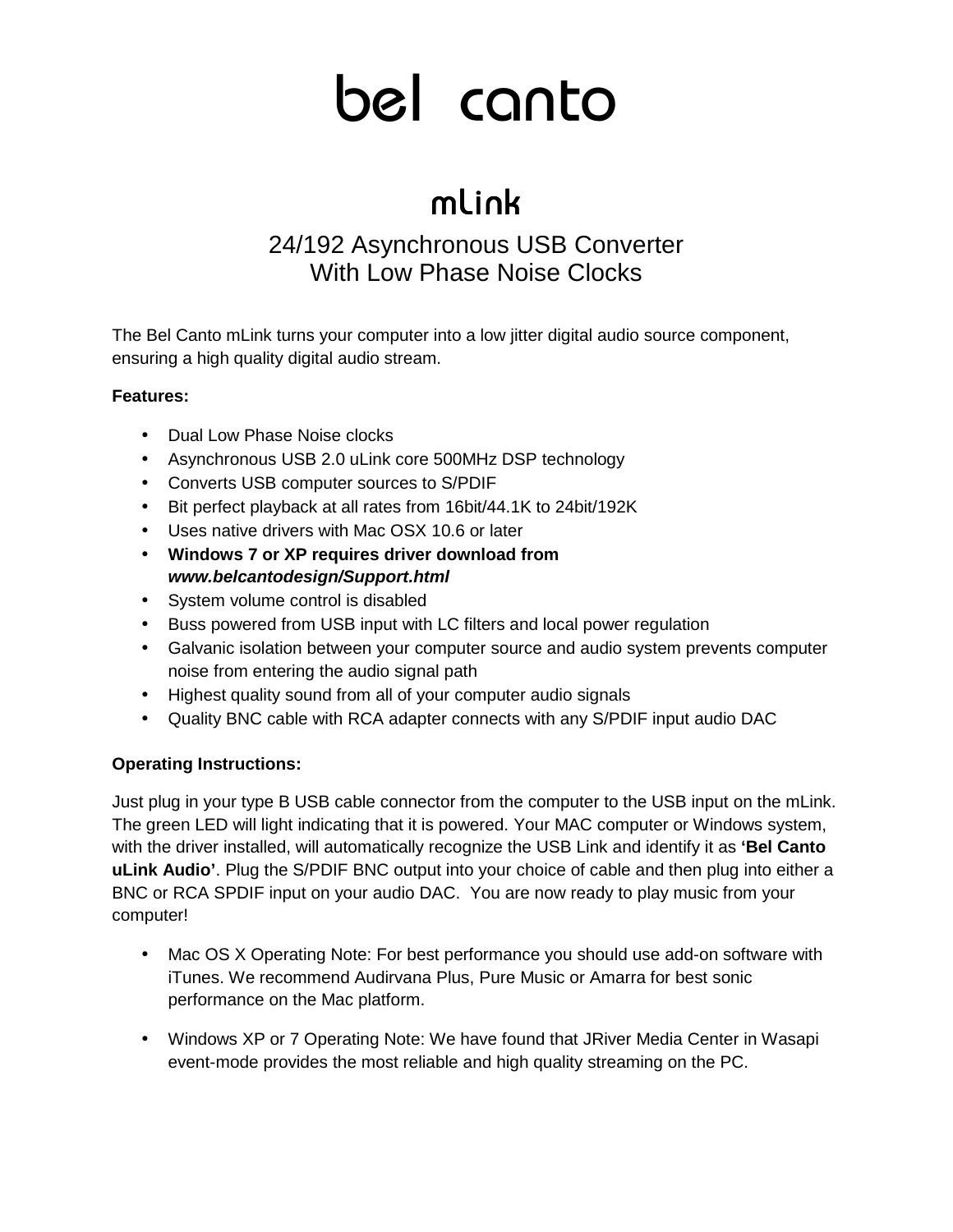# bel canto

## mLink

### 24/192 Asynchronous USB Converter
### With Low Phase Noise Clocks

The Bel Canto mLink turns your computer into a low jitter digital audio source component, ensuring a high quality digital audio stream.

**Features:**

- Dual Low Phase Noise clocks
- Asynchronous USB 2.0 uLink core 500MHz DSP technology
- Converts USB computer sources to S/PDIF
- Bit perfect playback at all rates from 16bit/44.1K to 24bit/192K
- Uses native drivers with Mac OSX 10.6 or later
- **Windows 7 or XP requires driver download from *www.belcantodesign/Support.html***
- System volume control is disabled
- Buss powered from USB input with LC filters and local power regulation
- Galvanic isolation between your computer source and audio system prevents computer noise from entering the audio signal path
- Highest quality sound from all of your computer audio signals
- Quality BNC cable with RCA adapter connects with any S/PDIF input audio DAC

**Operating Instructions:**

Just plug in your type B USB cable connector from the computer to the USB input on the mLink. The green LED will light indicating that it is powered. Your MAC computer or Windows system, with the driver installed, will automatically recognize the USB Link and identify it as **'Bel Canto uLink Audio'**. Plug the S/PDIF BNC output into your choice of cable and then plug into either a BNC or RCA SPDIF input on your audio DAC. You are now ready to play music from your computer!

- Mac OS X Operating Note: For best performance you should use add-on software with iTunes. We recommend Audirvana Plus, Pure Music or Amarra for best sonic performance on the Mac platform.

- Windows XP or 7 Operating Note: We have found that JRiver Media Center in Wasapi event-mode provides the most reliable and high quality streaming on the PC.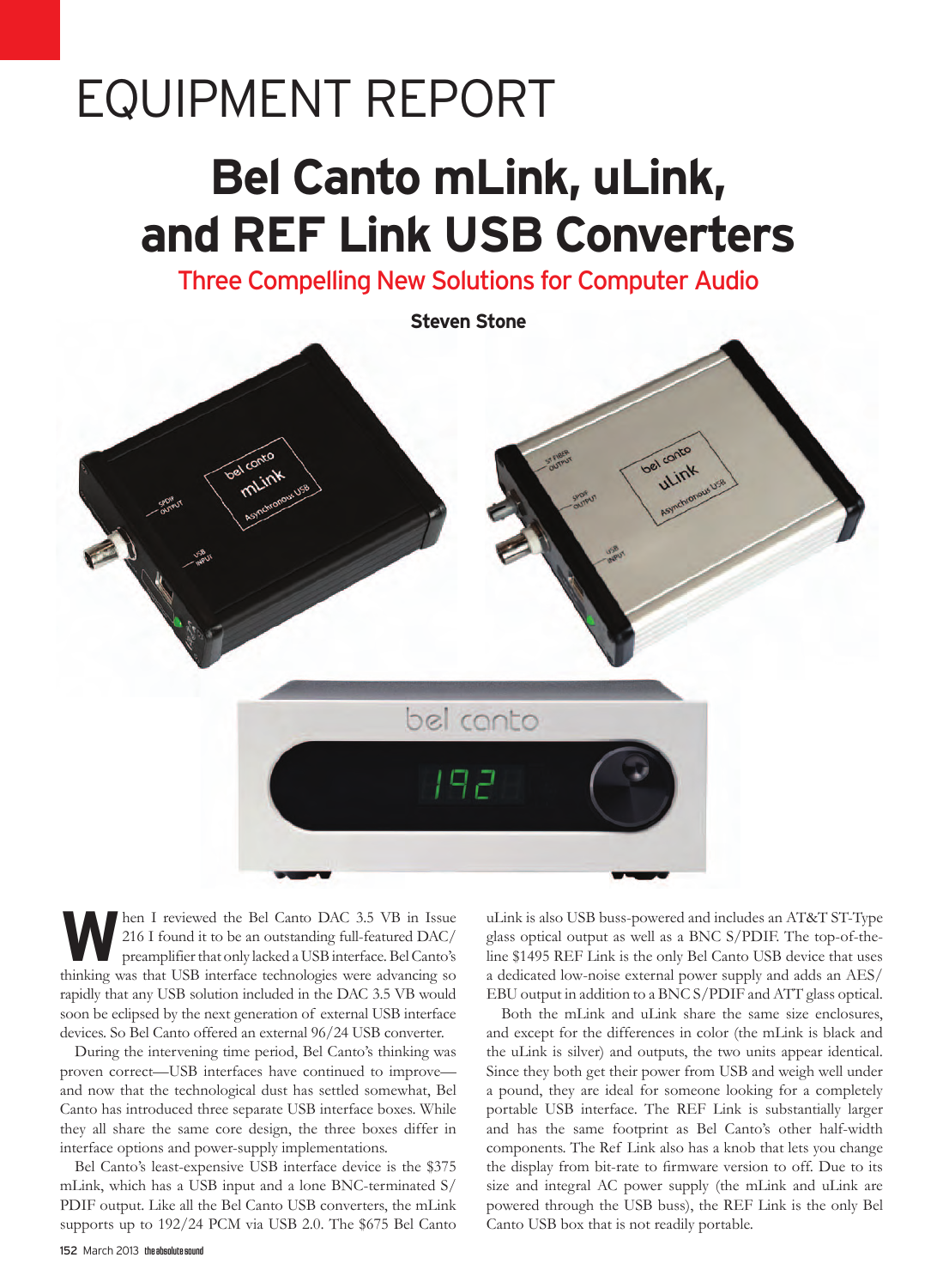# EQUIPMENT REPORT

# Bel Canto mLink, uLink, and REF Link USB Converters

## Three Compelling New Solutions for Computer Audio

**Steven Stone**

When I reviewed the Bel Canto DAC 3.5 VB in Issue 216 I found it to be an outstanding full-featured DAC/preamplifier that only lacked a USB interface. Bel Canto's thinking was that USB interface technologies were advancing so rapidly that any USB solution included in the DAC 3.5 VB would soon be eclipsed by the next generation of external USB interface devices. So Bel Canto offered an external 96/24 USB converter.

During the intervening time period, Bel Canto's thinking was proven correct—USB interfaces have continued to improve—and now that the technological dust has settled somewhat, Bel Canto has introduced three separate USB interface boxes. While they all share the same core design, the three boxes differ in interface options and power-supply implementations.

Bel Canto's least-expensive USB interface device is the $375 mLink, which has a USB input and a lone BNC-terminated S/PDIF output. Like all the Bel Canto USB converters, the mLink supports up to 192/24 PCM via USB 2.0. The $675 Bel Canto uLink is also USB buss-powered and includes an AT&T ST-Type glass optical output as well as a BNC S/PDIF. The top-of-the-line $1495 REF Link is the only Bel Canto USB device that uses a dedicated low-noise external power supply and adds an AES/EBU output in addition to a BNC S/PDIF and ATT glass optical.

Both the mLink and uLink share the same size enclosures, and except for the differences in color (the mLink is black and the uLink is silver) and outputs, the two units appear identical. Since they both get their power from USB and weigh well under a pound, they are ideal for someone looking for a completely portable USB interface. The REF Link is substantially larger and has the same footprint as Bel Canto's other half-width components. The Ref Link also has a knob that lets you change the display from bit-rate to firmware version to off. Due to its size and integral AC power supply (the mLink and uLink are powered through the USB buss), the REF Link is the only Bel Canto USB box that is not readily portable.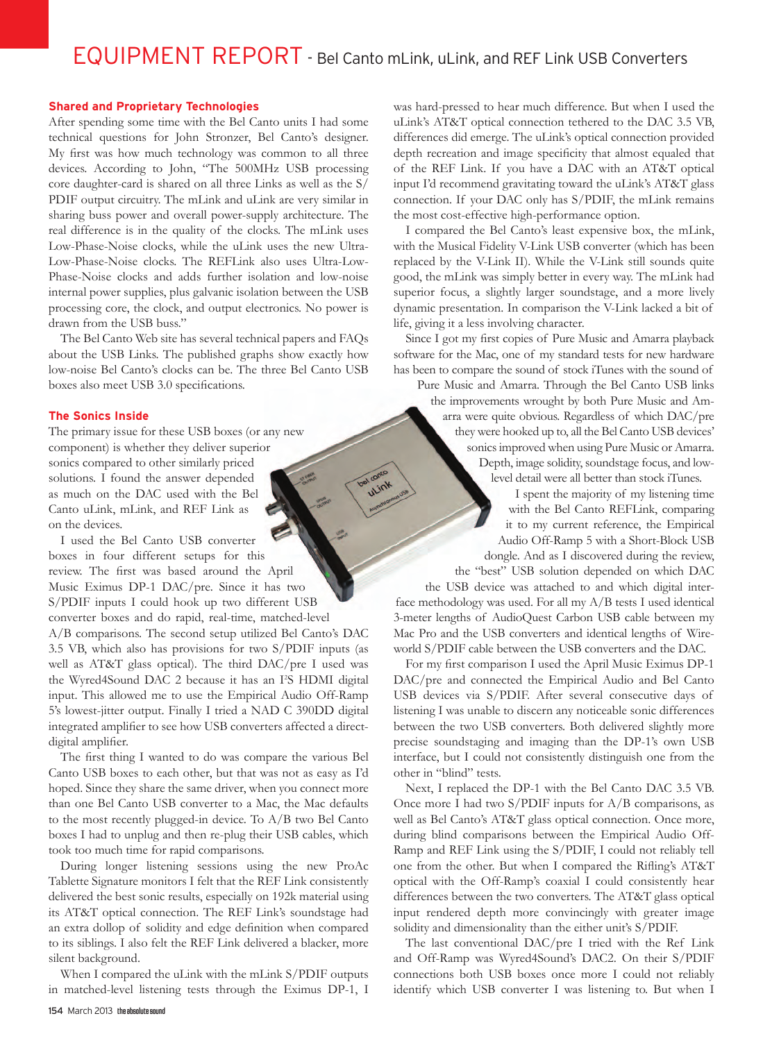### Shared and Proprietary Technologies

After spending some time with the Bel Canto units I had some technical questions for John Stronzer, Bel Canto's designer. My first was how much technology was common to all three devices. According to John, "The 500MHz USB processing core daughter-card is shared on all three Links as well as the S/PDIF output circuitry. The mLink and uLink are very similar in sharing buss power and overall power-supply architecture. The real difference is in the quality of the clocks. The mLink uses Low-Phase-Noise clocks, while the uLink uses the new Ultra-Low-Phase-Noise clocks. The REFLink also uses Ultra-Low-Phase-Noise clocks and adds further isolation and low-noise internal power supplies, plus galvanic isolation between the USB processing core, the clock, and output electronics. No power is drawn from the USB buss."

The Bel Canto Web site has several technical papers and FAQs about the USB Links. The published graphs show exactly how low-noise Bel Canto's clocks can be. The three Bel Canto USB boxes also meet USB 3.0 specifications.

### The Sonics Inside

The primary issue for these USB boxes (or any new component) is whether they deliver superior sonics compared to other similarly priced solutions. I found the answer depended as much on the DAC used with the Bel Canto uLink, mLink, and REF Link as on the devices.

I used the Bel Canto USB converter boxes in four different setups for this review. The first was based around the April Music Eximus DP-1 DAC/pre. Since it has two S/PDIF inputs I could hook up two different USB converter boxes and do rapid, real-time, matched-level A/B comparisons. The second setup utilized Bel Canto's DAC 3.5 VB, which also has provisions for two S/PDIF inputs (as well as AT&T glass optical). The third DAC/pre I used was the Wyred4Sound DAC 2 because it has an I²S HDMI digital input. This allowed me to use the Empirical Audio Off-Ramp 5's lowest-jitter output. Finally I tried a NAD C 390DD digital integrated amplifier to see how USB converters affected a direct-digital amplifier.

The first thing I wanted to do was compare the various Bel Canto USB boxes to each other, but that was not as easy as I'd hoped. Since they share the same driver, when you connect more than one Bel Canto USB converter to a Mac, the Mac defaults to the most recently plugged-in device. To A/B two Bel Canto boxes I had to unplug and then re-plug their USB cables, which took too much time for rapid comparisons.

During longer listening sessions using the new ProAc Tablette Signature monitors I felt that the REF Link consistently delivered the best sonic results, especially on 192k material using its AT&T optical connection. The REF Link's soundstage had an extra dollop of solidity and edge definition when compared to its siblings. I also felt the REF Link delivered a blacker, more silent background.

When I compared the uLink with the mLink S/PDIF outputs in matched-level listening tests through the Eximus DP-1, I was hard-pressed to hear much difference. But when I used the uLink's AT&T optical connection tethered to the DAC 3.5 VB, differences did emerge. The uLink's optical connection provided depth recreation and image specificity that almost equaled that of the REF Link. If you have a DAC with an AT&T optical input I'd recommend gravitating toward the uLink's AT&T glass connection. If your DAC only has S/PDIF, the mLink remains the most cost-effective high-performance option.

I compared the Bel Canto's least expensive box, the mLink, with the Musical Fidelity V-Link USB converter (which has been replaced by the V-Link II). While the V-Link still sounds quite good, the mLink was simply better in every way. The mLink had superior focus, a slightly larger soundstage, and a more lively dynamic presentation. In comparison the V-Link lacked a bit of life, giving it a less involving character.

Since I got my first copies of Pure Music and Amarra playback software for the Mac, one of my standard tests for new hardware has been to compare the sound of stock iTunes with the sound of Pure Music and Amarra. Through the Bel Canto USB links the improvements wrought by both Pure Music and Amarra were quite obvious. Regardless of which DAC/pre they were hooked up to, all the Bel Canto USB devices' sonics improved when using Pure Music or Amarra. Depth, image solidity, soundstage focus, and low-level detail were all better than stock iTunes.

I spent the majority of my listening time with the Bel Canto REFLink, comparing it to my current reference, the Empirical Audio Off-Ramp 5 with a Short-Block USB dongle. And as I discovered during the review, the "best" USB solution depended on which DAC the USB device was attached to and which digital interface methodology was used. For all my A/B tests I used identical 3-meter lengths of AudioQuest Carbon USB cable between my Mac Pro and the USB converters and identical lengths of Wireworld S/PDIF cable between the USB converters and the DAC.

For my first comparison I used the April Music Eximus DP-1 DAC/pre and connected the Empirical Audio and Bel Canto USB devices via S/PDIF. After several consecutive days of listening I was unable to discern any noticeable sonic differences between the two USB converters. Both delivered slightly more precise soundstaging and imaging than the DP-1's own USB interface, but I could not consistently distinguish one from the other in "blind" tests.

Next, I replaced the DP-1 with the Bel Canto DAC 3.5 VB. Once more I had two S/PDIF inputs for A/B comparisons, as well as Bel Canto's AT&T glass optical connection. Once more, during blind comparisons between the Empirical Audio Off-Ramp and REF Link using the S/PDIF, I could not reliably tell one from the other. But when I compared the Rifling's AT&T optical with the Off-Ramp's coaxial I could consistently hear differences between the two converters. The AT&T glass optical input rendered depth more convincingly with greater image solidity and dimensionality than the either unit's S/PDIF.

The last conventional DAC/pre I tried with the Ref Link and Off-Ramp was Wyred4Sound's DAC2. On their S/PDIF connections both USB boxes once more I could not reliably identify which USB converter I was listening to. But when I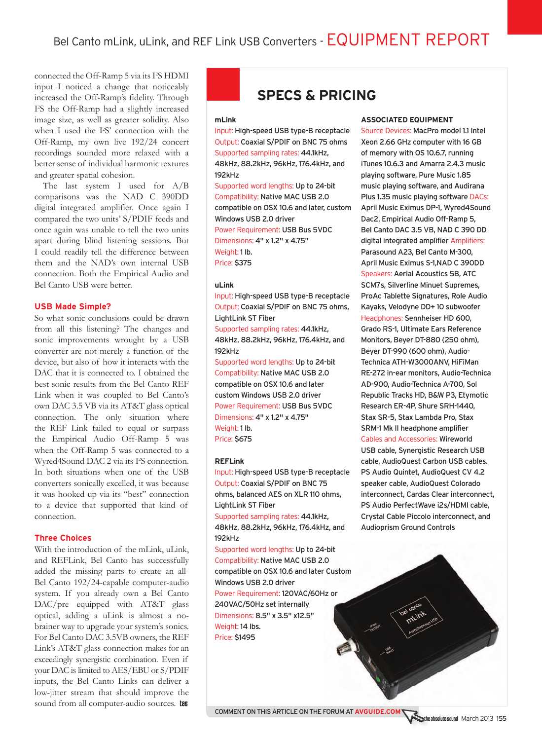connected the Off-Ramp 5 via its I²S HDMI input I noticed a change that noticeably increased the Off-Ramp's fidelity. Through I²S the Off-Ramp had a slightly increased image size, as well as greater solidity. Also when I used the I²S' connection with the Off-Ramp, my own live 192/24 concert recordings sounded more relaxed with a better sense of individual harmonic textures and greater spatial cohesion.

The last system I used for A/B comparisons was the NAD C 390DD digital integrated amplifier. Once again I compared the two units' S/PDIF feeds and once again was unable to tell the two units apart during blind listening sessions. But I could readily tell the difference between them and the NAD's own internal USB connection. Both the Empirical Audio and Bel Canto USB were better.

### USB Made Simple?

So what sonic conclusions could be drawn from all this listening? The changes and sonic improvements wrought by a USB converter are not merely a function of the device, but also of how it interacts with the DAC that it is connected to. I obtained the best sonic results from the Bel Canto REF Link when it was coupled to Bel Canto's own DAC 3.5 VB via its AT&T glass optical connection. The only situation where the REF Link failed to equal or surpass the Empirical Audio Off-Ramp 5 was when the Off-Ramp 5 was connected to a Wyred4Sound DAC 2 via its I²S connection. In both situations when one of the USB converters sonically excelled, it was because it was hooked up via its "best" connection to a device that supported that kind of connection.

### Three Choices

With the introduction of the mLink, uLink, and REFLink, Bel Canto has successfully added the missing parts to create an all-Bel Canto 192/24-capable computer-audio system. If you already own a Bel Canto DAC/pre equipped with AT&T glass optical, adding a uLink is almost a no-brainer way to upgrade your system's sonics. For Bel Canto DAC 3.5VB owners, the REF Link's AT&T glass connection makes for an exceedingly synergistic combination. Even if your DAC is limited to AES/EBU or S/PDIF inputs, the Bel Canto Links can deliver a low-jitter stream that should improve the sound from all computer-audio sources. tas

## SPECS & PRICING

**mLink**
Input: High-speed USB type-B receptacle
Output: Coaxial S/PDIF on BNC 75 ohms
Supported sampling rates: 44.1kHz, 48kHz, 88.2kHz, 96kHz, 176.4kHz, and 192kHz
Supported word lengths: Up to 24-bit
Compatibility: Native MAC USB 2.0 compatible on OSX 10.6 and later, custom Windows USB 2.0 driver
Power Requirement: USB Bus 5VDC
Dimensions: 4" x 1.2" x 4.75"
Weight: 1 lb.
Price: $375

**uLink**
Input: High-speed USB type-B receptacle
Output: Coaxial S/PDIF on BNC 75 ohms, LightLink ST Fiber
Supported sampling rates: 44.1kHz, 48kHz, 88.2kHz, 96kHz, 176.4kHz, and 192kHz
Supported word lengths: Up to 24-bit
Compatibility: Native MAC USB 2.0 compatible on OSX 10.6 and later custom Windows USB 2.0 driver
Power Requirement: USB Bus 5VDC
Dimensions: 4" x 1.2" x 4.75"
Weight: 1 lb.
Price: $675

**REFLink**
Input: High-speed USB type-B receptacle
Output: Coaxial S/PDIF on BNC 75 ohms, balanced AES on XLR 110 ohms, LightLink ST Fiber
Supported sampling rates: 44.1kHz, 48kHz, 88.2kHz, 96kHz, 176.4kHz, and 192kHz
Supported word lengths: Up to 24-bit
Compatibility: Native MAC USB 2.0 compatible on OSX 10.6 and later Custom Windows USB 2.0 driver
Power Requirement: 120VAC/60Hz or 240VAC/50Hz set internally
Dimensions: 8.5" x 3.5" x12.5"
Weight: 14 lbs.
Price: $1495

**ASSOCIATED EQUIPMENT**
Source Devices: MacPro model 1.1 Intel Xeon 2.66 GHz computer with 16 GB of memory with OS 10.6.7, running iTunes 10.6.3 and Amarra 2.4.3 music playing software, Pure Music 1.85 music playing software, and Audirana Plus 1.35 music playing software DACs: April Music Eximus DP-1, Wyred4Sound Dac2, Empirical Audio Off-Ramp 5, Bel Canto DAC 3.5 VB, NAD C 390 DD digital integrated amplifier Amplifiers: Parasound A23, Bel Canto M-300, April Music Eximus S-1,NAD C 390DD
Speakers: Aerial Acoustics 5B, ATC SCM7s, Silverline Minuet Supremes, ProAc Tablette Signatures, Role Audio Kayaks, Velodyne DD+ 10 subwoofer
Headphones: Sennheiser HD 600, Grado RS-1, Ultimate Ears Reference Monitors, Beyer DT-880 (250 ohm), Beyer DT-990 (600 ohm), Audio-Technica ATH-W3000ANV, HiFiMan RE-272 in-ear monitors, Audio-Technica AD-900, Audio-Technica A-700, Sol Republic Tracks HD, B&W P3, Etymotic Research ER-4P, Shure SRH-1440, Stax SR-5, Stax Lambda Pro, Stax SRM-1 Mk II headphone amplifier
Cables and Accessories: Wireworld USB cable, Synergistic Research USB cable, AudioQuest Carbon USB cables. PS Audio Quintet, AudioQuest CV 4.2 speaker cable, AudioQuest Colorado interconnect, Cardas Clear interconnect, PS Audio PerfectWave i2s/HDMI cable, Crystal Cable Piccolo interconnect, and Audioprism Ground Controls

COMMENT ON THIS ARTICLE ON THE FORUM AT AVGUIDE.COM